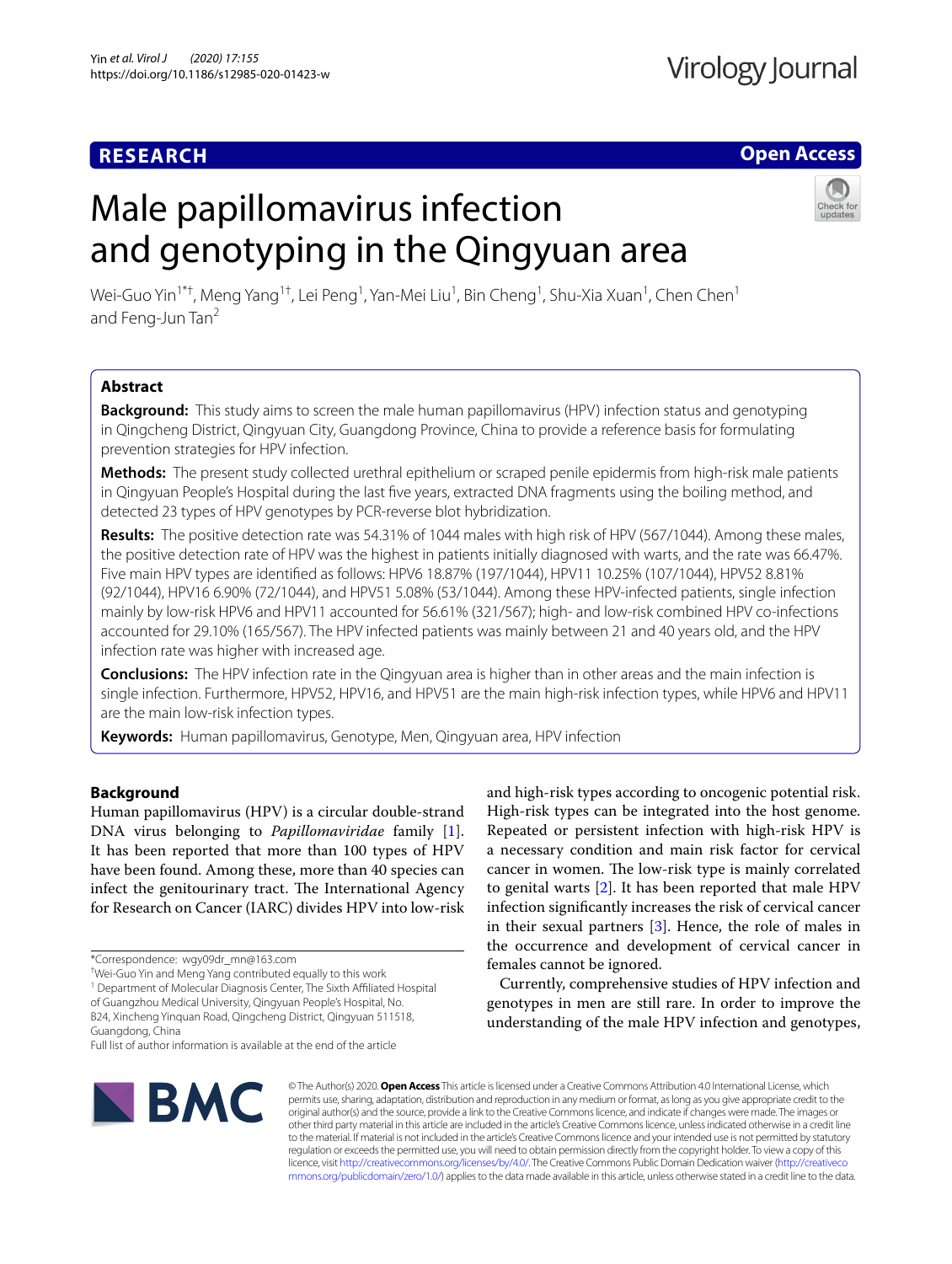**RESEARCH** **Open Access**

# Male papillomavirus infection and genotyping in the Qingyuan area

Wei-Guo Yin[1*†], Meng Yang[1†], Lei Peng[1], Yan-Mei Liu[1], Bin Cheng[1], Shu-Xia Xuan[1], Chen Chen[1] and Feng-Jun Tan[2]

## Abstract

**Background:** This study aims to screen the male human papillomavirus (HPV) infection status and genotyping in Qingcheng District, Qingyuan City, Guangdong Province, China to provide a reference basis for formulating prevention strategies for HPV infection.

**Methods:** The present study collected urethral epithelium or scraped penile epidermis from high-risk male patients in Qingyuan People's Hospital during the last five years, extracted DNA fragments using the boiling method, and detected 23 types of HPV genotypes by PCR-reverse blot hybridization.

**Results:** The positive detection rate was 54.31% of 1044 males with high risk of HPV (567/1044). Among these males, the positive detection rate of HPV was the highest in patients initially diagnosed with warts, and the rate was 66.47%. Five main HPV types are identified as follows: HPV6 18.87% (197/1044), HPV11 10.25% (107/1044), HPV52 8.81% (92/1044), HPV16 6.90% (72/1044), and HPV51 5.08% (53/1044). Among these HPV-infected patients, single infection mainly by low-risk HPV6 and HPV11 accounted for 56.61% (321/567); high- and low-risk combined HPV co-infections accounted for 29.10% (165/567). The HPV infected patients was mainly between 21 and 40 years old, and the HPV infection rate was higher with increased age.

**Conclusions:** The HPV infection rate in the Qingyuan area is higher than in other areas and the main infection is single infection. Furthermore, HPV52, HPV16, and HPV51 are the main high-risk infection types, while HPV6 and HPV11 are the main low-risk infection types.

**Keywords:** Human papillomavirus, Genotype, Men, Qingyuan area, HPV infection

## Background

Human papillomavirus (HPV) is a circular double-strand DNA virus belonging to *Papillomaviridae* family [1]. It has been reported that more than 100 types of HPV have been found. Among these, more than 40 species can infect the genitourinary tract. The International Agency for Research on Cancer (IARC) divides HPV into low-risk and high-risk types according to oncogenic potential risk. High-risk types can be integrated into the host genome. Repeated or persistent infection with high-risk HPV is a necessary condition and main risk factor for cervical cancer in women. The low-risk type is mainly correlated to genital warts [2]. It has been reported that male HPV infection significantly increases the risk of cervical cancer in their sexual partners [3]. Hence, the role of males in the occurrence and development of cervical cancer in females cannot be ignored.

Currently, comprehensive studies of HPV infection and genotypes in men are still rare. In order to improve the understanding of the male HPV infection and genotypes,

*Correspondence: wgy09dr_mn@163.com

†Wei-Guo Yin and Meng Yang contributed equally to this work

[1] Department of Molecular Diagnosis Center, The Sixth Affiliated Hospital of Guangzhou Medical University, Qingyuan People's Hospital, No. B24, Xincheng Yinquan Road, Qingcheng District, Qingyuan 511518, Guangdong, China

Full list of author information is available at the end of the article

© The Author(s) 2020. **Open Access** This article is licensed under a Creative Commons Attribution 4.0 International License, which permits use, sharing, adaptation, distribution and reproduction in any medium or format, as long as you give appropriate credit to the original author(s) and the source, provide a link to the Creative Commons licence, and indicate if changes were made. The images or other third party material in this article are included in the article's Creative Commons licence, unless indicated otherwise in a credit line to the material. If material is not included in the article's Creative Commons licence and your intended use is not permitted by statutory regulation or exceeds the permitted use, you will need to obtain permission directly from the copyright holder. To view a copy of this licence, visit http://creativecommons.org/licenses/by/4.0/. The Creative Commons Public Domain Dedication waiver (http://creativecommons.org/publicdomain/zero/1.0/) applies to the data made available in this article, unless otherwise stated in a credit line to the data.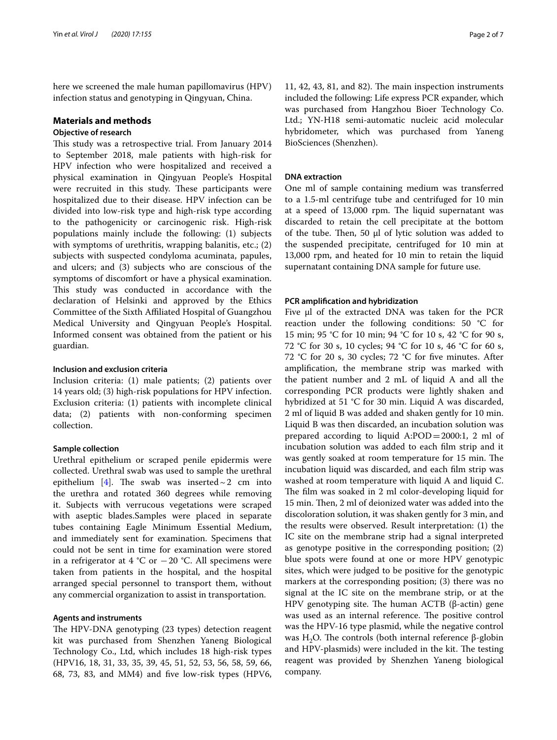here we screened the male human papillomavirus (HPV) infection status and genotyping in Qingyuan, China.

## Materials and methods

### Objective of research

This study was a retrospective trial. From January 2014 to September 2018, male patients with high-risk for HPV infection who were hospitalized and received a physical examination in Qingyuan People's Hospital were recruited in this study. These participants were hospitalized due to their disease. HPV infection can be divided into low-risk type and high-risk type according to the pathogenicity or carcinogenic risk. High-risk populations mainly include the following: (1) subjects with symptoms of urethritis, wrapping balanitis, etc.; (2) subjects with suspected condyloma acuminata, papules, and ulcers; and (3) subjects who are conscious of the symptoms of discomfort or have a physical examination. This study was conducted in accordance with the declaration of Helsinki and approved by the Ethics Committee of the Sixth Affiliated Hospital of Guangzhou Medical University and Qingyuan People's Hospital. Informed consent was obtained from the patient or his guardian.

### Inclusion and exclusion criteria

Inclusion criteria: (1) male patients; (2) patients over 14 years old; (3) high-risk populations for HPV infection. Exclusion criteria: (1) patients with incomplete clinical data; (2) patients with non-conforming specimen collection.

### Sample collection

Urethral epithelium or scraped penile epidermis were collected. Urethral swab was used to sample the urethral epithelium [4]. The swab was inserted ~ 2 cm into the urethra and rotated 360 degrees while removing it. Subjects with verrucous vegetations were scraped with aseptic blades.Samples were placed in separate tubes containing Eagle Minimum Essential Medium, and immediately sent for examination. Specimens that could not be sent in time for examination were stored in a refrigerator at 4 °C or −20 °C. All specimens were taken from patients in the hospital, and the hospital arranged special personnel to transport them, without any commercial organization to assist in transportation.

### Agents and instruments

The HPV-DNA genotyping (23 types) detection reagent kit was purchased from Shenzhen Yaneng Biological Technology Co., Ltd, which includes 18 high-risk types (HPV16, 18, 31, 33, 35, 39, 45, 51, 52, 53, 56, 58, 59, 66, 68, 73, 83, and MM4) and five low-risk types (HPV6, 11, 42, 43, 81, and 82). The main inspection instruments included the following: Life express PCR expander, which was purchased from Hangzhou Bioer Technology Co. Ltd.; YN-H18 semi-automatic nucleic acid molecular hybridometer, which was purchased from Yaneng BioSciences (Shenzhen).

### DNA extraction

One ml of sample containing medium was transferred to a 1.5-ml centrifuge tube and centrifuged for 10 min at a speed of 13,000 rpm. The liquid supernatant was discarded to retain the cell precipitate at the bottom of the tube. Then, 50 μl of lytic solution was added to the suspended precipitate, centrifuged for 10 min at 13,000 rpm, and heated for 10 min to retain the liquid supernatant containing DNA sample for future use.

### PCR amplification and hybridization

Five μl of the extracted DNA was taken for the PCR reaction under the following conditions: 50 °C for 15 min; 95 °C for 10 min; 94 °C for 10 s, 42 °C for 90 s, 72 °C for 30 s, 10 cycles; 94 °C for 10 s, 46 °C for 60 s, 72 °C for 20 s, 30 cycles; 72 °C for five minutes. After amplification, the membrane strip was marked with the patient number and 2 mL of liquid A and all the corresponding PCR products were lightly shaken and hybridized at 51 °C for 30 min. Liquid A was discarded, 2 ml of liquid B was added and shaken gently for 10 min. Liquid B was then discarded, an incubation solution was prepared according to liquid A:POD = 2000:1, 2 ml of incubation solution was added to each film strip and it was gently soaked at room temperature for 15 min. The incubation liquid was discarded, and each film strip was washed at room temperature with liquid A and liquid C. The film was soaked in 2 ml color-developing liquid for 15 min. Then, 2 ml of deionized water was added into the discoloration solution, it was shaken gently for 3 min, and the results were observed. Result interpretation: (1) the IC site on the membrane strip had a signal interpreted as genotype positive in the corresponding position; (2) blue spots were found at one or more HPV genotypic sites, which were judged to be positive for the genotypic markers at the corresponding position; (3) there was no signal at the IC site on the membrane strip, or at the HPV genotyping site. The human ACTB (β-actin) gene was used as an internal reference. The positive control was the HPV-16 type plasmid, while the negative control was $H_2O$. The controls (both internal reference β-globin and HPV-plasmids) were included in the kit. The testing reagent was provided by Shenzhen Yaneng biological company.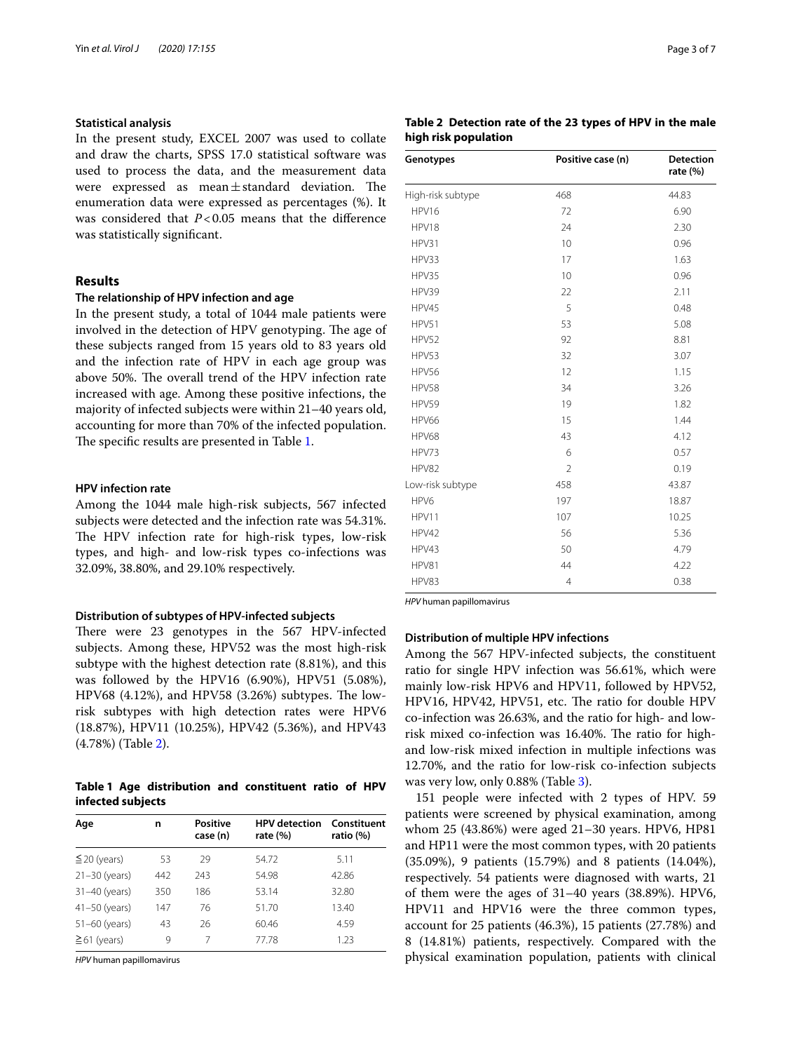### Statistical analysis

In the present study, EXCEL 2007 was used to collate and draw the charts, SPSS 17.0 statistical software was used to process the data, and the measurement data were expressed as mean ± standard deviation. The enumeration data were expressed as percentages (%). It was considered that $P < 0.05$ means that the difference was statistically significant.

## Results

### The relationship of HPV infection and age

In the present study, a total of 1044 male patients were involved in the detection of HPV genotyping. The age of these subjects ranged from 15 years old to 83 years old and the infection rate of HPV in each age group was above 50%. The overall trend of the HPV infection rate increased with age. Among these positive infections, the majority of infected subjects were within 21–40 years old, accounting for more than 70% of the infected population. The specific results are presented in Table 1.

### HPV infection rate

Among the 1044 male high-risk subjects, 567 infected subjects were detected and the infection rate was 54.31%. The HPV infection rate for high-risk types, low-risk types, and high- and low-risk types co-infections was 32.09%, 38.80%, and 29.10% respectively.

### Distribution of subtypes of HPV-infected subjects

There were 23 genotypes in the 567 HPV-infected subjects. Among these, HPV52 was the most high-risk subtype with the highest detection rate (8.81%), and this was followed by the HPV16 (6.90%), HPV51 (5.08%), HPV68 (4.12%), and HPV58 (3.26%) subtypes. The low-risk subtypes with high detection rates were HPV6 (18.87%), HPV11 (10.25%), HPV42 (5.36%), and HPV43 (4.78%) (Table 2).

**Table 1 Age distribution and constituent ratio of HPV infected subjects**

| Age | n | Positive case (n) | HPV detection rate (%) | Constituent ratio (%) |
|---|---|---|---|---|
| ≦20 (years) | 53 | 29 | 54.72 | 5.11 |
| 21–30 (years) | 442 | 243 | 54.98 | 42.86 |
| 31–40 (years) | 350 | 186 | 53.14 | 32.80 |
| 41–50 (years) | 147 | 76 | 51.70 | 13.40 |
| 51–60 (years) | 43 | 26 | 60.46 | 4.59 |
| ≧61 (years) | 9 | 7 | 77.78 | 1.23 |

*HPV* human papillomavirus

**Table 2 Detection rate of the 23 types of HPV in the male high risk population**

| Genotypes | Positive case (n) | Detection rate (%) |
|---|---|---|
| High-risk subtype | 468 | 44.83 |
| HPV16 | 72 | 6.90 |
| HPV18 | 24 | 2.30 |
| HPV31 | 10 | 0.96 |
| HPV33 | 17 | 1.63 |
| HPV35 | 10 | 0.96 |
| HPV39 | 22 | 2.11 |
| HPV45 | 5 | 0.48 |
| HPV51 | 53 | 5.08 |
| HPV52 | 92 | 8.81 |
| HPV53 | 32 | 3.07 |
| HPV56 | 12 | 1.15 |
| HPV58 | 34 | 3.26 |
| HPV59 | 19 | 1.82 |
| HPV66 | 15 | 1.44 |
| HPV68 | 43 | 4.12 |
| HPV73 | 6 | 0.57 |
| HPV82 | 2 | 0.19 |
| Low-risk subtype | 458 | 43.87 |
| HPV6 | 197 | 18.87 |
| HPV11 | 107 | 10.25 |
| HPV42 | 56 | 5.36 |
| HPV43 | 50 | 4.79 |
| HPV81 | 44 | 4.22 |
| HPV83 | 4 | 0.38 |

*HPV* human papillomavirus

### Distribution of multiple HPV infections

Among the 567 HPV-infected subjects, the constituent ratio for single HPV infection was 56.61%, which were mainly low-risk HPV6 and HPV11, followed by HPV52, HPV16, HPV42, HPV51, etc. The ratio for double HPV co-infection was 26.63%, and the ratio for high- and low-risk mixed co-infection was 16.40%. The ratio for high- and low-risk mixed infection in multiple infections was 12.70%, and the ratio for low-risk co-infection subjects was very low, only 0.88% (Table 3).

151 people were infected with 2 types of HPV. 59 patients were screened by physical examination, among whom 25 (43.86%) were aged 21–30 years. HPV6, HP81 and HP11 were the most common types, with 20 patients (35.09%), 9 patients (15.79%) and 8 patients (14.04%), respectively. 54 patients were diagnosed with warts, 21 of them were the ages of 31–40 years (38.89%). HPV6, HPV11 and HPV16 were the three common types, account for 25 patients (46.3%), 15 patients (27.78%) and 8 (14.81%) patients, respectively. Compared with the physical examination population, patients with clinical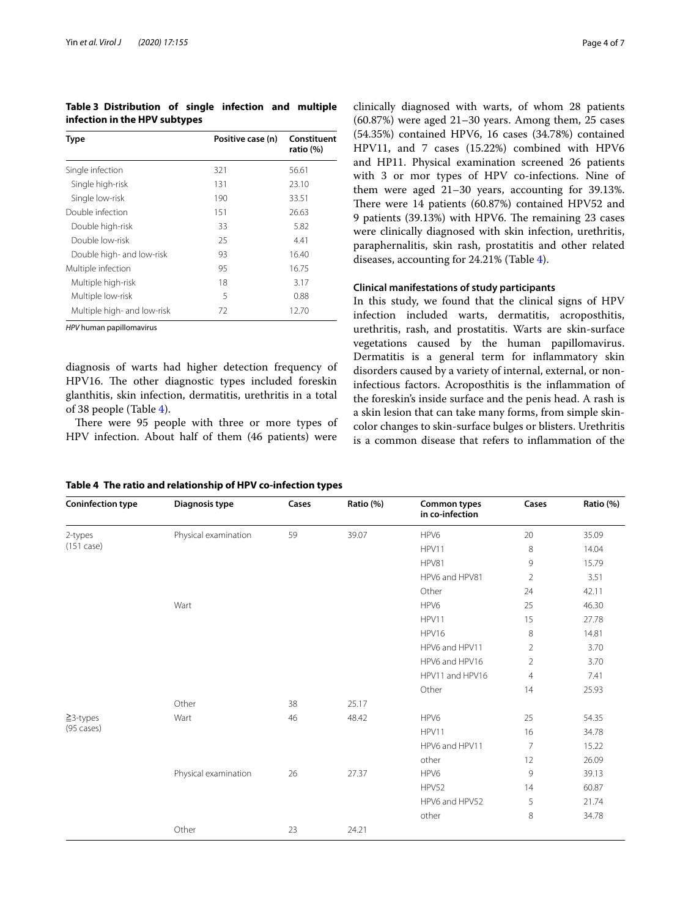**Table 3 Distribution of single infection and multiple infection in the HPV subtypes**

| Type | Positive case (n) | Constituent ratio (%) |
|---|---|---|
| Single infection | 321 | 56.61 |
| Single high-risk | 131 | 23.10 |
| Single low-risk | 190 | 33.51 |
| Double infection | 151 | 26.63 |
| Double high-risk | 33 | 5.82 |
| Double low-risk | 25 | 4.41 |
| Double high- and low-risk | 93 | 16.40 |
| Multiple infection | 95 | 16.75 |
| Multiple high-risk | 18 | 3.17 |
| Multiple low-risk | 5 | 0.88 |
| Multiple high- and low-risk | 72 | 12.70 |

*HPV* human papillomavirus

diagnosis of warts had higher detection frequency of HPV16. The other diagnostic types included foreskin glanthitis, skin infection, dermatitis, urethritis in a total of 38 people (Table 4).

There were 95 people with three or more types of HPV infection. About half of them (46 patients) were clinically diagnosed with warts, of whom 28 patients (60.87%) were aged 21–30 years. Among them, 25 cases (54.35%) contained HPV6, 16 cases (34.78%) contained HPV11, and 7 cases (15.22%) combined with HPV6 and HP11. Physical examination screened 26 patients with 3 or mor types of HPV co-infections. Nine of them were aged 21–30 years, accounting for 39.13%. There were 14 patients (60.87%) contained HPV52 and 9 patients (39.13%) with HPV6. The remaining 23 cases were clinically diagnosed with skin infection, urethritis, paraphernalitis, skin rash, prostatitis and other related diseases, accounting for 24.21% (Table 4).

### Clinical manifestations of study participants

In this study, we found that the clinical signs of HPV infection included warts, dermatitis, acroposthitis, urethritis, rash, and prostatitis. Warts are skin-surface vegetations caused by the human papillomavirus. Dermatitis is a general term for inflammatory skin disorders caused by a variety of internal, external, or non-infectious factors. Acroposthitis is the inflammation of the foreskin's inside surface and the penis head. A rash is a skin lesion that can take many forms, from simple skin-color changes to skin-surface bulges or blisters. Urethritis is a common disease that refers to inflammation of the

**Table 4 The ratio and relationship of HPV co-infection types**

| Coninfection type | Diagnosis type | Cases | Ratio (%) | Common types in co-infection | Cases | Ratio (%) |
|---|---|---|---|---|---|---|
| 2-types (151 case) | Physical examination | 59 | 39.07 | HPV6 | 20 | 35.09 |
| | | | | HPV11 | 8 | 14.04 |
| | | | | HPV81 | 9 | 15.79 |
| | | | | HPV6 and HPV81 | 2 | 3.51 |
| | | | | Other | 24 | 42.11 |
| | Wart | | | HPV6 | 25 | 46.30 |
| | | | | HPV11 | 15 | 27.78 |
| | | | | HPV16 | 8 | 14.81 |
| | | | | HPV6 and HPV11 | 2 | 3.70 |
| | | | | HPV6 and HPV16 | 2 | 3.70 |
| | | | | HPV11 and HPV16 | 4 | 7.41 |
| | | | | Other | 14 | 25.93 |
| | Other | 38 | 25.17 | | | |
| ≧3-types (95 cases) | Wart | 46 | 48.42 | HPV6 | 25 | 54.35 |
| | | | | HPV11 | 16 | 34.78 |
| | | | | HPV6 and HPV11 | 7 | 15.22 |
| | | | | other | 12 | 26.09 |
| | Physical examination | 26 | 27.37 | HPV6 | 9 | 39.13 |
| | | | | HPV52 | 14 | 60.87 |
| | | | | HPV6 and HPV52 | 5 | 21.74 |
| | | | | other | 8 | 34.78 |
| | Other | 23 | 24.21 | | | |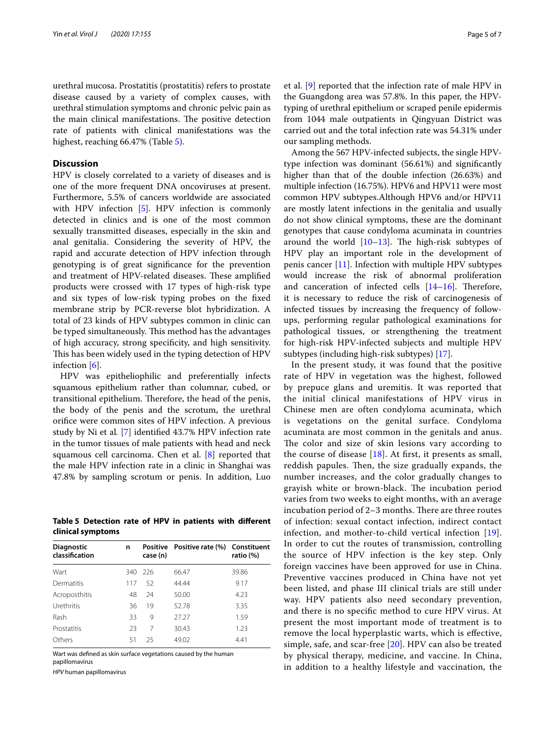urethral mucosa. Prostatitis (prostatitis) refers to prostate disease caused by a variety of complex causes, with urethral stimulation symptoms and chronic pelvic pain as the main clinical manifestations. The positive detection rate of patients with clinical manifestations was the highest, reaching 66.47% (Table 5).

**Table 5 Detection rate of HPV in patients with different clinical symptoms**

| Diagnostic classification | n | Positive case (n) | Positive rate (%) | Constituent ratio (%) |
|---|---|---|---|---|
| Wart | 340 | 226 | 66.47 | 39.86 |
| Dermatitis | 117 | 52 | 44.44 | 9.17 |
| Acroposthitis | 48 | 24 | 50.00 | 4.23 |
| Urethritis | 36 | 19 | 52.78 | 3.35 |
| Rash | 33 | 9 | 27.27 | 1.59 |
| Prostatitis | 23 | 7 | 30.43 | 1.23 |
| Others | 51 | 25 | 49.02 | 4.41 |

Wart was defined as skin surface vegetations caused by the human papillomavirus

*HPV* human papillomavirus

## Discussion

HPV is closely correlated to a variety of diseases and is one of the more frequent DNA oncoviruses at present. Furthermore, 5.5% of cancers worldwide are associated with HPV infection [5]. HPV infection is commonly detected in clinics and is one of the most common sexually transmitted diseases, especially in the skin and anal genitalia. Considering the severity of HPV, the rapid and accurate detection of HPV infection through genotyping is of great significance for the prevention and treatment of HPV-related diseases. These amplified products were crossed with 17 types of high-risk type and six types of low-risk typing probes on the fixed membrane strip by PCR-reverse blot hybridization. A total of 23 kinds of HPV subtypes common in clinic can be typed simultaneously. This method has the advantages of high accuracy, strong specificity, and high sensitivity. This has been widely used in the typing detection of HPV infection [6].

HPV was epitheliophilic and preferentially infects squamous epithelium rather than columnar, cubed, or transitional epithelium. Therefore, the head of the penis, the body of the penis and the scrotum, the urethral orifice were common sites of HPV infection. A previous study by Ni et al. [7] identified 43.7% HPV infection rate in the tumor tissues of male patients with head and neck squamous cell carcinoma. Chen et al. [8] reported that the male HPV infection rate in a clinic in Shanghai was 47.8% by sampling scrotum or penis. In addition, Luo et al. [9] reported that the infection rate of male HPV in the Guangdong area was 57.8%. In this paper, the HPV-typing of urethral epithelium or scraped penile epidermis from 1044 male outpatients in Qingyuan District was carried out and the total infection rate was 54.31% under our sampling methods.

Among the 567 HPV-infected subjects, the single HPV-type infection was dominant (56.61%) and significantly higher than that of the double infection (26.63%) and multiple infection (16.75%). HPV6 and HPV11 were most common HPV subtypes.Although HPV6 and/or HPV11 are mostly latent infections in the genitalia and usually do not show clinical symptoms, these are the dominant genotypes that cause condyloma acuminata in countries around the world [10–13]. The high-risk subtypes of HPV play an important role in the development of penis cancer [11]. Infection with multiple HPV subtypes would increase the risk of abnormal proliferation and canceration of infected cells [14–16]. Therefore, it is necessary to reduce the risk of carcinogenesis of infected tissues by increasing the frequency of follow-ups, performing regular pathological examinations for pathological tissues, or strengthening the treatment for high-risk HPV-infected subjects and multiple HPV subtypes (including high-risk subtypes) [17].

In the present study, it was found that the positive rate of HPV in vegetation was the highest, followed by prepuce glans and uremitis. It was reported that the initial clinical manifestations of HPV virus in Chinese men are often condyloma acuminata, which is vegetations on the genital surface. Condyloma acuminata are most common in the genitals and anus. The color and size of skin lesions vary according to the course of disease [18]. At first, it presents as small, reddish papules. Then, the size gradually expands, the number increases, and the color gradually changes to grayish white or brown-black. The incubation period varies from two weeks to eight months, with an average incubation period of 2–3 months. There are three routes of infection: sexual contact infection, indirect contact infection, and mother-to-child vertical infection [19]. In order to cut the routes of transmission, controlling the source of HPV infection is the key step. Only foreign vaccines have been approved for use in China. Preventive vaccines produced in China have not yet been listed, and phase III clinical trials are still under way. HPV patients also need secondary prevention, and there is no specific method to cure HPV virus. At present the most important mode of treatment is to remove the local hyperplastic warts, which is effective, simple, safe, and scar-free [20]. HPV can also be treated by physical therapy, medicine, and vaccine. In China, in addition to a healthy lifestyle and vaccination, the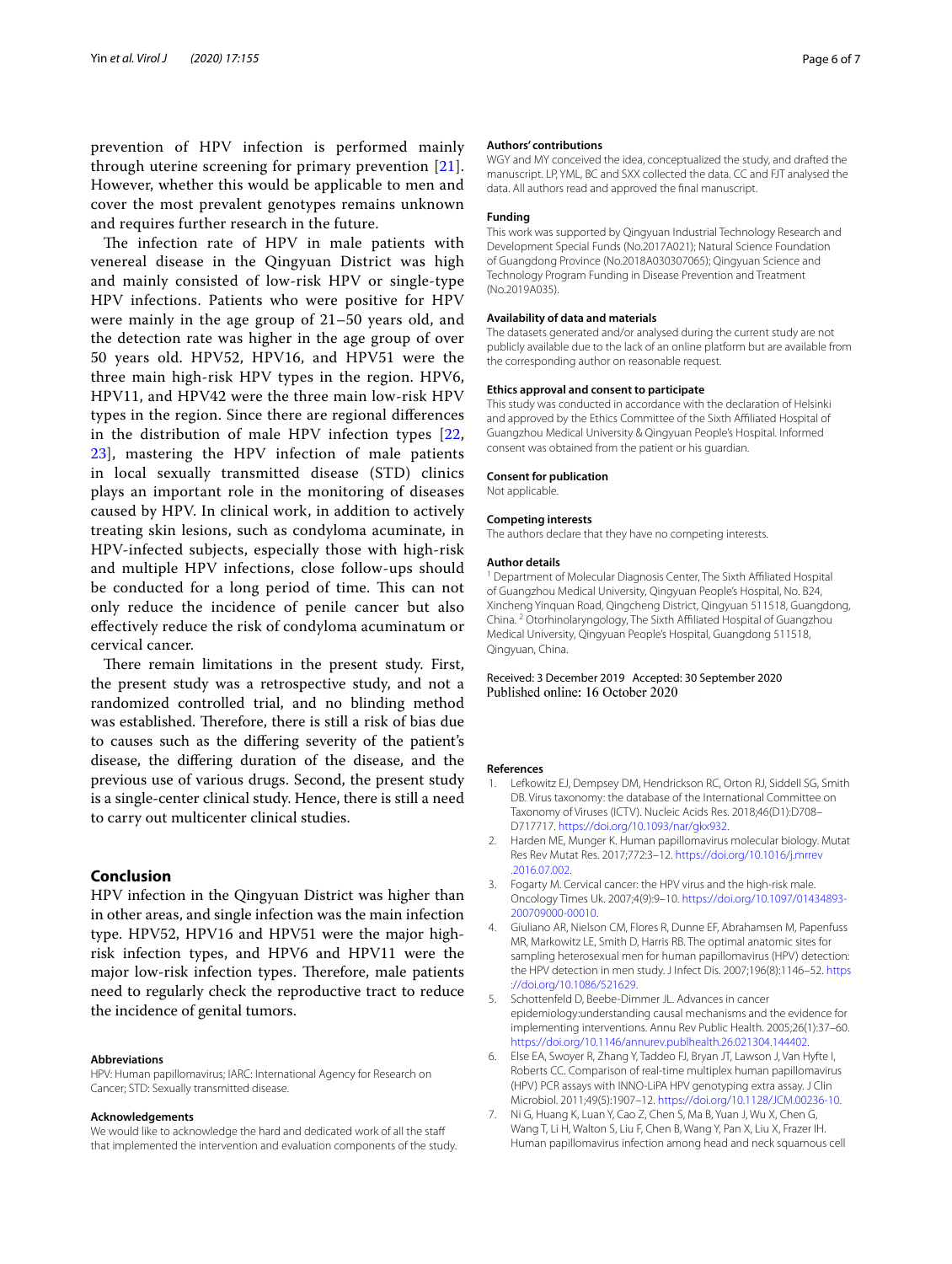prevention of HPV infection is performed mainly through uterine screening for primary prevention [21]. However, whether this would be applicable to men and cover the most prevalent genotypes remains unknown and requires further research in the future.

The infection rate of HPV in male patients with venereal disease in the Qingyuan District was high and mainly consisted of low-risk HPV or single-type HPV infections. Patients who were positive for HPV were mainly in the age group of 21–50 years old, and the detection rate was higher in the age group of over 50 years old. HPV52, HPV16, and HPV51 were the three main high-risk HPV types in the region. HPV6, HPV11, and HPV42 were the three main low-risk HPV types in the region. Since there are regional differences in the distribution of male HPV infection types [22, 23], mastering the HPV infection of male patients in local sexually transmitted disease (STD) clinics plays an important role in the monitoring of diseases caused by HPV. In clinical work, in addition to actively treating skin lesions, such as condyloma acuminate, in HPV-infected subjects, especially those with high-risk and multiple HPV infections, close follow-ups should be conducted for a long period of time. This can not only reduce the incidence of penile cancer but also effectively reduce the risk of condyloma acuminatum or cervical cancer.

There remain limitations in the present study. First, the present study was a retrospective study, and not a randomized controlled trial, and no blinding method was established. Therefore, there is still a risk of bias due to causes such as the differing severity of the patient's disease, the differing duration of the disease, and the previous use of various drugs. Second, the present study is a single-center clinical study. Hence, there is still a need to carry out multicenter clinical studies.

## Conclusion

HPV infection in the Qingyuan District was higher than in other areas, and single infection was the main infection type. HPV52, HPV16 and HPV51 were the major high-risk infection types, and HPV6 and HPV11 were the major low-risk infection types. Therefore, male patients need to regularly check the reproductive tract to reduce the incidence of genital tumors.

#### Abbreviations

HPV: Human papillomavirus; IARC: International Agency for Research on Cancer; STD: Sexually transmitted disease.

#### Acknowledgements

We would like to acknowledge the hard and dedicated work of all the staff that implemented the intervention and evaluation components of the study.

#### Authors' contributions

WGY and MY conceived the idea, conceptualized the study, and drafted the manuscript. LP, YML, BC and SXX collected the data. CC and FJT analysed the data. All authors read and approved the final manuscript.

#### Funding

This work was supported by Qingyuan Industrial Technology Research and Development Special Funds (No.2017A021); Natural Science Foundation of Guangdong Province (No.2018A030307065); Qingyuan Science and Technology Program Funding in Disease Prevention and Treatment (No.2019A035).

#### Availability of data and materials

The datasets generated and/or analysed during the current study are not publicly available due to the lack of an online platform but are available from the corresponding author on reasonable request.

#### Ethics approval and consent to participate

This study was conducted in accordance with the declaration of Helsinki and approved by the Ethics Committee of the Sixth Affiliated Hospital of Guangzhou Medical University & Qingyuan People's Hospital. Informed consent was obtained from the patient or his guardian.

#### Consent for publication

Not applicable.

#### Competing interests

The authors declare that they have no competing interests.

#### Author details

[1] Department of Molecular Diagnosis Center, The Sixth Affiliated Hospital of Guangzhou Medical University, Qingyuan People's Hospital, No. B24, Xincheng Yinquan Road, Qingcheng District, Qingyuan 511518, Guangdong, China. [2] Otorhinolaryngology, The Sixth Affiliated Hospital of Guangzhou Medical University, Qingyuan People's Hospital, Guangdong 511518, Qingyuan, China.

Received: 3 December 2019 Accepted: 30 September 2020
Published online: 16 October 2020

#### References

1. Lefkowitz EJ, Dempsey DM, Hendrickson RC, Orton RJ, Siddell SG, Smith DB. Virus taxonomy: the database of the International Committee on Taxonomy of Viruses (ICTV). Nucleic Acids Res. 2018;46(D1):D708–D717717. https://doi.org/10.1093/nar/gkx932.
2. Harden ME, Munger K. Human papillomavirus molecular biology. Mutat Res Rev Mutat Res. 2017;772:3–12. https://doi.org/10.1016/j.mrrev.2016.07.002.
3. Fogarty M. Cervical cancer: the HPV virus and the high-risk male. Oncology Times Uk. 2007;4(9):9–10. https://doi.org/10.1097/01434893-200709000-00010.
4. Giuliano AR, Nielson CM, Flores R, Dunne EF, Abrahamsen M, Papenfuss MR, Markowitz LE, Smith D, Harris RB. The optimal anatomic sites for sampling heterosexual men for human papillomavirus (HPV) detection: the HPV detection in men study. J Infect Dis. 2007;196(8):1146–52. https://doi.org/10.1086/521629.
5. Schottenfeld D, Beebe-Dimmer JL. Advances in cancer epidemiology:understanding causal mechanisms and the evidence for implementing interventions. Annu Rev Public Health. 2005;26(1):37–60. https://doi.org/10.1146/annurev.publhealth.26.021304.144402.
6. Else EA, Swoyer R, Zhang Y, Taddeo FJ, Bryan JT, Lawson J, Van Hyfte I, Roberts CC. Comparison of real-time multiplex human papillomavirus (HPV) PCR assays with INNO-LiPA HPV genotyping extra assay. J Clin Microbiol. 2011;49(5):1907–12. https://doi.org/10.1128/JCM.00236-10.
7. Ni G, Huang K, Luan Y, Cao Z, Chen S, Ma B, Yuan J, Wu X, Chen G, Wang T, Li H, Walton S, Liu F, Chen B, Wang Y, Pan X, Liu X, Frazer IH. Human papillomavirus infection among head and neck squamous cell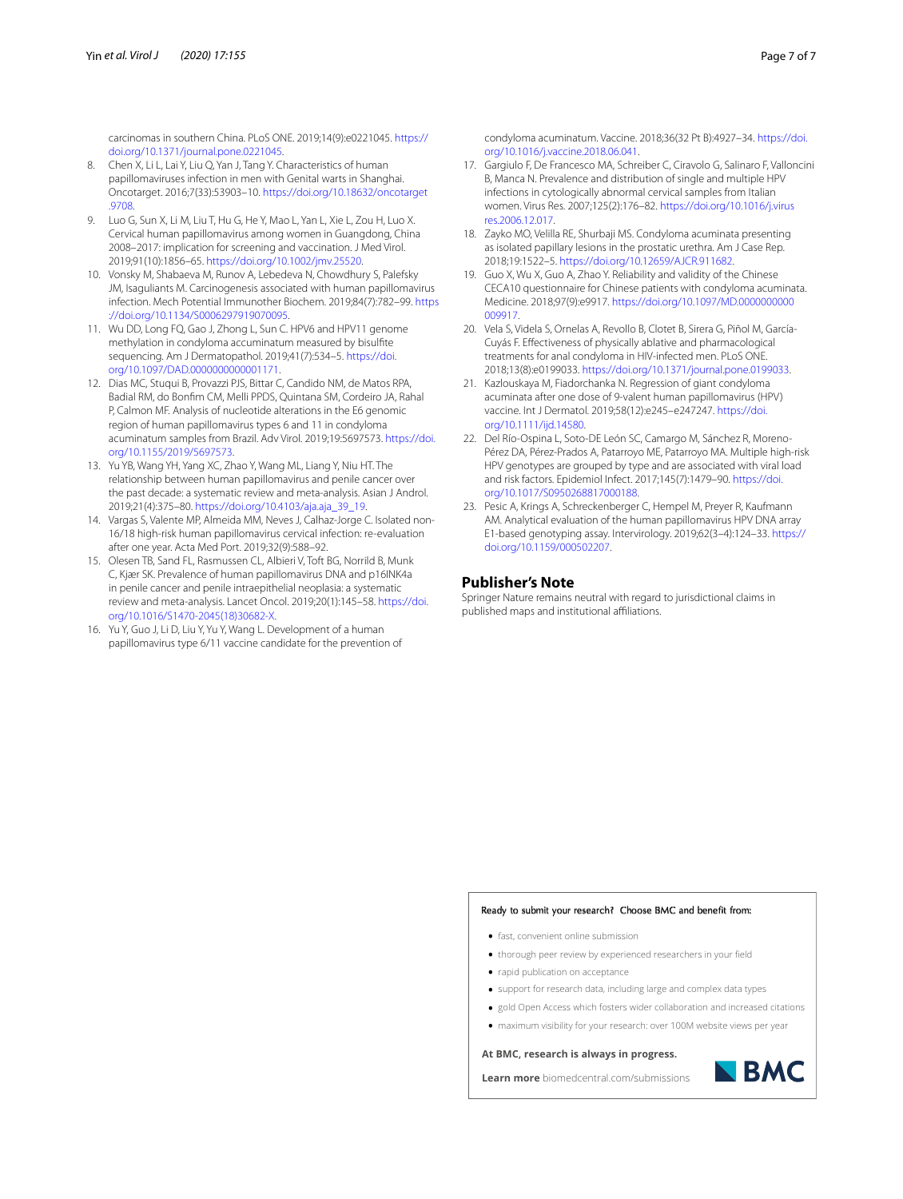carcinomas in southern China. PLoS ONE. 2019;14(9):e0221045. https://doi.org/10.1371/journal.pone.0221045.

8. Chen X, Li L, Lai Y, Liu Q, Yan J, Tang Y. Characteristics of human papillomaviruses infection in men with Genital warts in Shanghai. Oncotarget. 2016;7(33):53903–10. https://doi.org/10.18632/oncotarget.9708.
9. Luo G, Sun X, Li M, Liu T, Hu G, He Y, Mao L, Yan L, Xie L, Zou H, Luo X. Cervical human papillomavirus among women in Guangdong, China 2008–2017: implication for screening and vaccination. J Med Virol. 2019;91(10):1856–65. https://doi.org/10.1002/jmv.25520.
10. Vonsky M, Shabaeva M, Runov A, Lebedeva N, Chowdhury S, Palefsky JM, Isaguliants M. Carcinogenesis associated with human papillomavirus infection. Mech Potential Immunother Biochem. 2019;84(7):782–99. https://doi.org/10.1134/S0006297919070095.
11. Wu DD, Long FQ, Gao J, Zhong L, Sun C. HPV6 and HPV11 genome methylation in condyloma accuminatum measured by bisulfite sequencing. Am J Dermatopathol. 2019;41(7):534–5. https://doi.org/10.1097/DAD.0000000000001171.
12. Dias MC, Stuqui B, Provazzi PJS, Bittar C, Candido NM, de Matos RPA, Badial RM, do Bonfim CM, Melli PPDS, Quintana SM, Cordeiro JA, Rahal P, Calmon MF. Analysis of nucleotide alterations in the E6 genomic region of human papillomavirus types 6 and 11 in condyloma acuminatum samples from Brazil. Adv Virol. 2019;19:5697573. https://doi.org/10.1155/2019/5697573.
13. Yu YB, Wang YH, Yang XC, Zhao Y, Wang ML, Liang Y, Niu HT. The relationship between human papillomavirus and penile cancer over the past decade: a systematic review and meta-analysis. Asian J Androl. 2019;21(4):375–80. https://doi.org/10.4103/aja.aja_39_19.
14. Vargas S, Valente MP, Almeida MM, Neves J, Calhaz-Jorge C. Isolated non-16/18 high-risk human papillomavirus cervical infection: re-evaluation after one year. Acta Med Port. 2019;32(9):588–92.
15. Olesen TB, Sand FL, Rasmussen CL, Albieri V, Toft BG, Norrild B, Munk C, Kjær SK. Prevalence of human papillomavirus DNA and p16INK4a in penile cancer and penile intraepithelial neoplasia: a systematic review and meta-analysis. Lancet Oncol. 2019;20(1):145–58. https://doi.org/10.1016/S1470-2045(18)30682-X.
16. Yu Y, Guo J, Li D, Liu Y, Yu Y, Wang L. Development of a human papillomavirus type 6/11 vaccine candidate for the prevention of condyloma acuminatum. Vaccine. 2018;36(32 Pt B):4927–34. https://doi.org/10.1016/j.vaccine.2018.06.041.
17. Gargiulo F, De Francesco MA, Schreiber C, Ciravolo G, Salinaro F, Valloncini B, Manca N. Prevalence and distribution of single and multiple HPV infections in cytologically abnormal cervical samples from Italian women. Virus Res. 2007;125(2):176–82. https://doi.org/10.1016/j.virusres.2006.12.017.
18. Zayko MO, Velilla RE, Shurbaji MS. Condyloma acuminata presenting as isolated papillary lesions in the prostatic urethra. Am J Case Rep. 2018;19:1522–5. https://doi.org/10.12659/AJCR.911682.
19. Guo X, Wu X, Guo A, Zhao Y. Reliability and validity of the Chinese CECA10 questionnaire for Chinese patients with condyloma acuminata. Medicine. 2018;97(9):e9917. https://doi.org/10.1097/MD.0000000000009917.
20. Vela S, Videla S, Ornelas A, Revollo B, Clotet B, Sirera G, Piñol M, García-Cuyás F. Effectiveness of physically ablative and pharmacological treatments for anal condyloma in HIV-infected men. PLoS ONE. 2018;13(8):e0199033. https://doi.org/10.1371/journal.pone.0199033.
21. Kazlouskaya M, Fiadorchanka N. Regression of giant condyloma acuminata after one dose of 9-valent human papillomavirus (HPV) vaccine. Int J Dermatol. 2019;58(12):e245–e247247. https://doi.org/10.1111/ijd.14580.
22. Del Río-Ospina L, Soto-DE León SC, Camargo M, Sánchez R, Moreno-Pérez DA, Pérez-Prados A, Patarroyo ME, Patarroyo MA. Multiple high-risk HPV genotypes are grouped by type and are associated with viral load and risk factors. Epidemiol Infect. 2017;145(7):1479–90. https://doi.org/10.1017/S0950268817000188.
23. Pesic A, Krings A, Schreckenberger C, Hempel M, Preyer R, Kaufmann AM. Analytical evaluation of the human papillomavirus HPV DNA array E1-based genotyping assay. Intervirology. 2019;62(3–4):124–33. https://doi.org/10.1159/000502207.

## Publisher's Note

Springer Nature remains neutral with regard to jurisdictional claims in published maps and institutional affiliations.

Ready to submit your research? Choose BMC and benefit from:

- fast, convenient online submission
- thorough peer review by experienced researchers in your field
- rapid publication on acceptance
- support for research data, including large and complex data types
- gold Open Access which fosters wider collaboration and increased citations
- maximum visibility for your research: over 100M website views per year

**At BMC, research is always in progress.**

**Learn more** biomedcentral.com/submissions

BMC